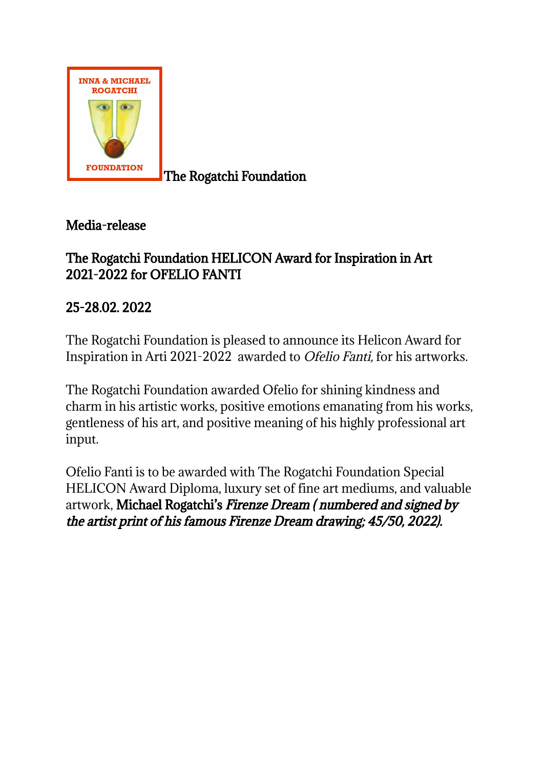INNA & MICHAEL ROGATCHI FOUNDATION

The Rogatchi Foundation

**Media-release**

**The Rogatchi Foundation HELICON Award for Inspiration in Art 2021-2022 for OFELIO FANTI**

**25-28.02. 2022**

The Rogatchi Foundation is pleased to announce its Helicon Award for Inspiration in Arti 2021-2022 awarded to *Ofelio Fanti,* for his artworks.

The Rogatchi Foundation awarded Ofelio for shining kindness and charm in his artistic works, positive emotions emanating from his works, gentleness of his art, and positive meaning of his highly professional art input.

Ofelio Fanti is to be awarded with The Rogatchi Foundation Special HELICON Award Diploma, luxury set of fine art mediums, and valuable artwork, **Michael Rogatchi's** ***Firenze Dream ( numbered and signed by the artist print of his famous Firenze Dream drawing; 45/50, 2022).***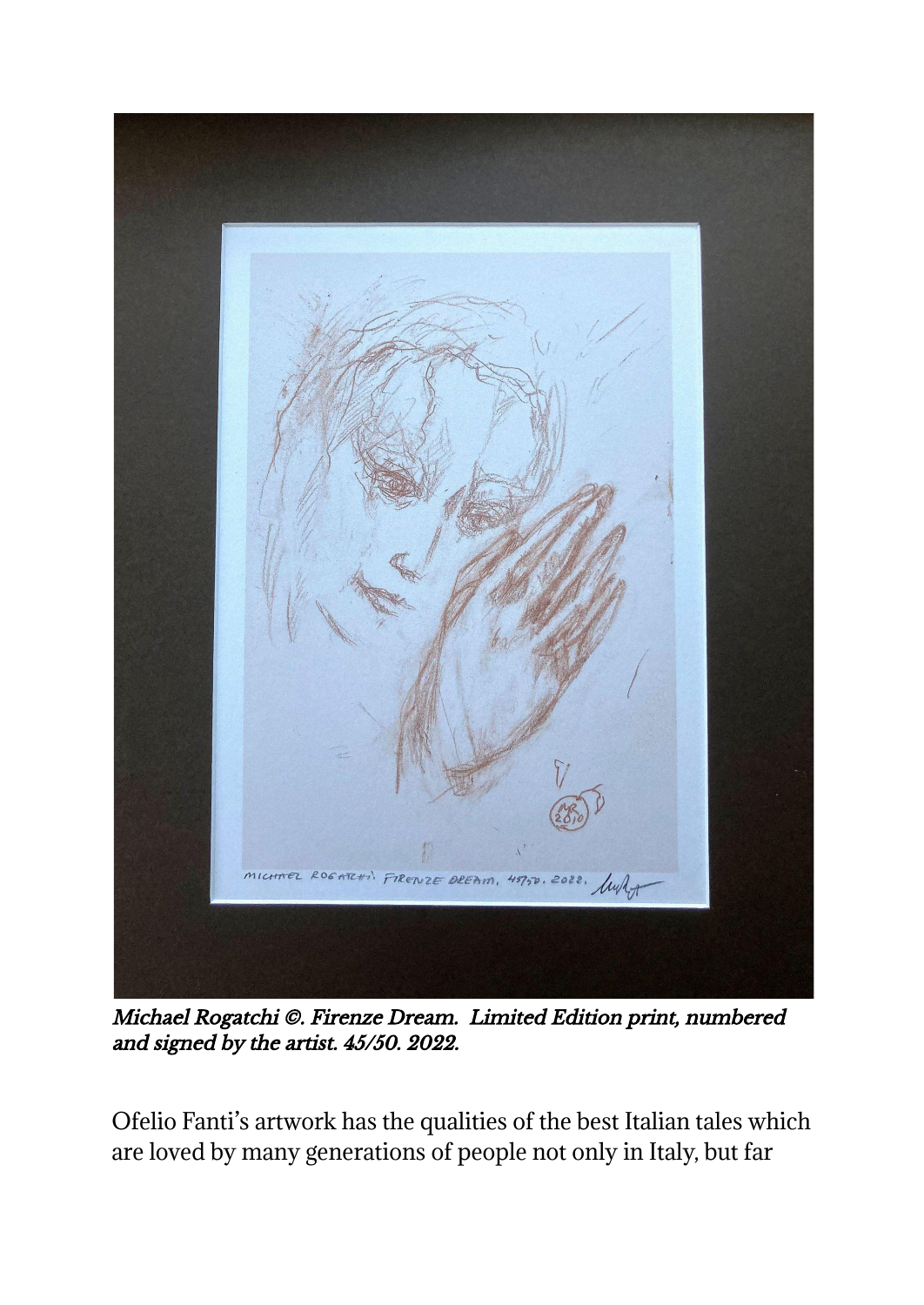*Michael Rogatchi ©. Firenze Dream. Limited Edition print, numbered and signed by the artist. 45/50. 2022.*

Ofelio Fanti's artwork has the qualities of the best Italian tales which are loved by many generations of people not only in Italy, but far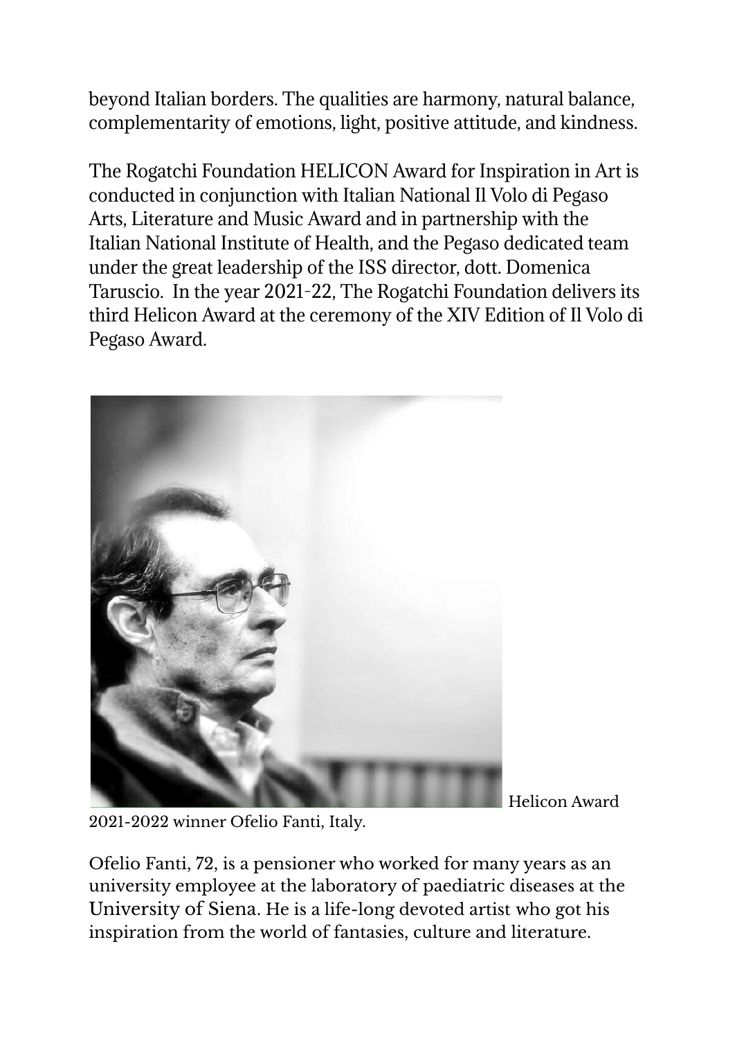beyond Italian borders. The qualities are harmony, natural balance, complementarity of emotions, light, positive attitude, and kindness.

The Rogatchi Foundation HELICON Award for Inspiration in Art is conducted in conjunction with Italian National Il Volo di Pegaso Arts, Literature and Music Award and in partnership with the Italian National Institute of Health, and the Pegaso dedicated team under the great leadership of the ISS director, dott. Domenica Taruscio. In the year 2021-22, The Rogatchi Foundation delivers its third Helicon Award at the ceremony of the XIV Edition of Il Volo di Pegaso Award.

Helicon Award 2021-2022 winner Ofelio Fanti, Italy.

Ofelio Fanti, 72, is a pensioner who worked for many years as an university employee at the laboratory of paediatric diseases at the University of Siena. He is a life-long devoted artist who got his inspiration from the world of fantasies, culture and literature.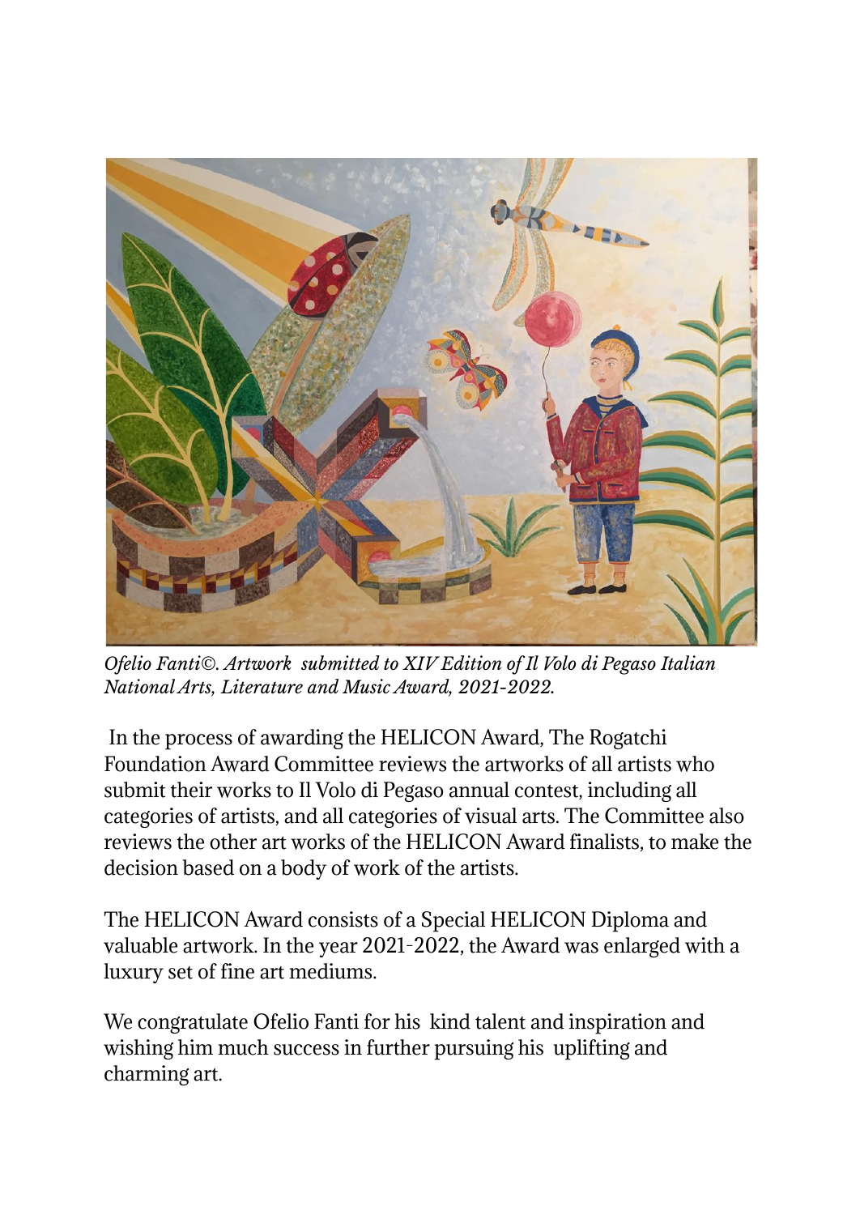*Ofelio Fanti©. Artwork submitted to XIV Edition of Il Volo di Pegaso Italian National Arts, Literature and Music Award, 2021-2022.*

In the process of awarding the HELICON Award, The Rogatchi Foundation Award Committee reviews the artworks of all artists who submit their works to Il Volo di Pegaso annual contest, including all categories of artists, and all categories of visual arts. The Committee also reviews the other art works of the HELICON Award finalists, to make the decision based on a body of work of the artists.

The HELICON Award consists of a Special HELICON Diploma and valuable artwork. In the year 2021-2022, the Award was enlarged with a luxury set of fine art mediums.

We congratulate Ofelio Fanti for his kind talent and inspiration and wishing him much success in further pursuing his uplifting and charming art.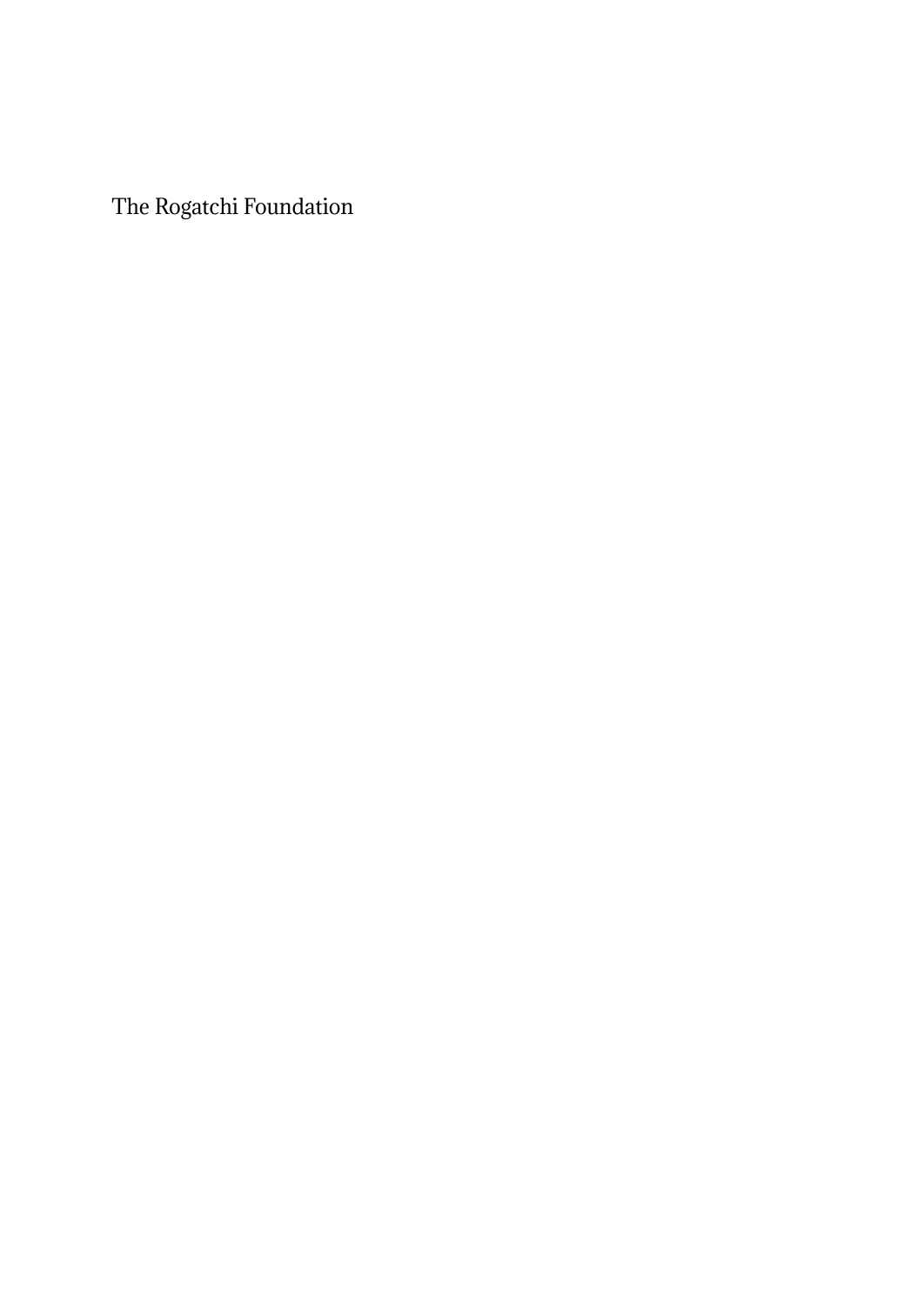The Rogatchi Foundation